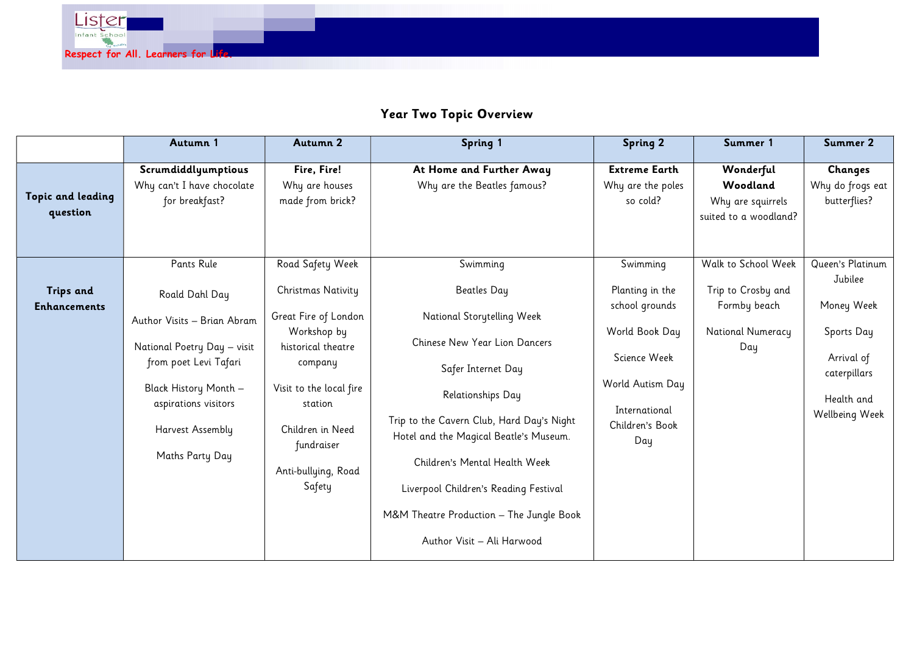Lister Infant School

Respect for All. Learners for Life.

# Year Two Topic Overview

| | Autumn 1 | Autumn 2 | Spring 1 | Spring 2 | Summer 1 | Summer 2 |
|---|---|---|---|---|---|---|
| **Topic and leading question** | **Scrumdiddlyumptious**<br>Why can't I have chocolate for breakfast? | **Fire, Fire!**<br>Why are houses made from brick? | **At Home and Further Away**<br>Why are the Beatles famous? | **Extreme Earth**<br>Why are the poles so cold? | **Wonderful Woodland**<br>Why are squirrels suited to a woodland? | **Changes**<br>Why do frogs eat butterflies? |
| **Trips and Enhancements** | Pants Rule<br><br>Roald Dahl Day<br><br>Author Visits – Brian Abram<br><br>National Poetry Day – visit from poet Levi Tafari<br><br>Black History Month – aspirations visitors<br><br>Harvest Assembly<br><br>Maths Party Day | Road Safety Week<br><br>Christmas Nativity<br><br>Great Fire of London Workshop by historical theatre company<br><br>Visit to the local fire station<br><br>Children in Need fundraiser<br><br>Anti-bullying, Road Safety | Swimming<br><br>Beatles Day<br><br>National Storytelling Week<br><br>Chinese New Year Lion Dancers<br><br>Safer Internet Day<br><br>Relationships Day<br><br>Trip to the Cavern Club, Hard Day's Night Hotel and the Magical Beatle's Museum.<br><br>Children's Mental Health Week<br><br>Liverpool Children's Reading Festival<br><br>M&M Theatre Production – The Jungle Book<br><br>Author Visit – Ali Harwood | Swimming<br><br>Planting in the school grounds<br><br>World Book Day<br><br>Science Week<br><br>World Autism Day<br><br>International Children's Book Day | Walk to School Week<br><br>Trip to Crosby and Formby beach<br><br>National Numeracy Day | Queen's Platinum Jubilee<br><br>Money Week<br><br>Sports Day<br><br>Arrival of caterpillars<br><br>Health and Wellbeing Week |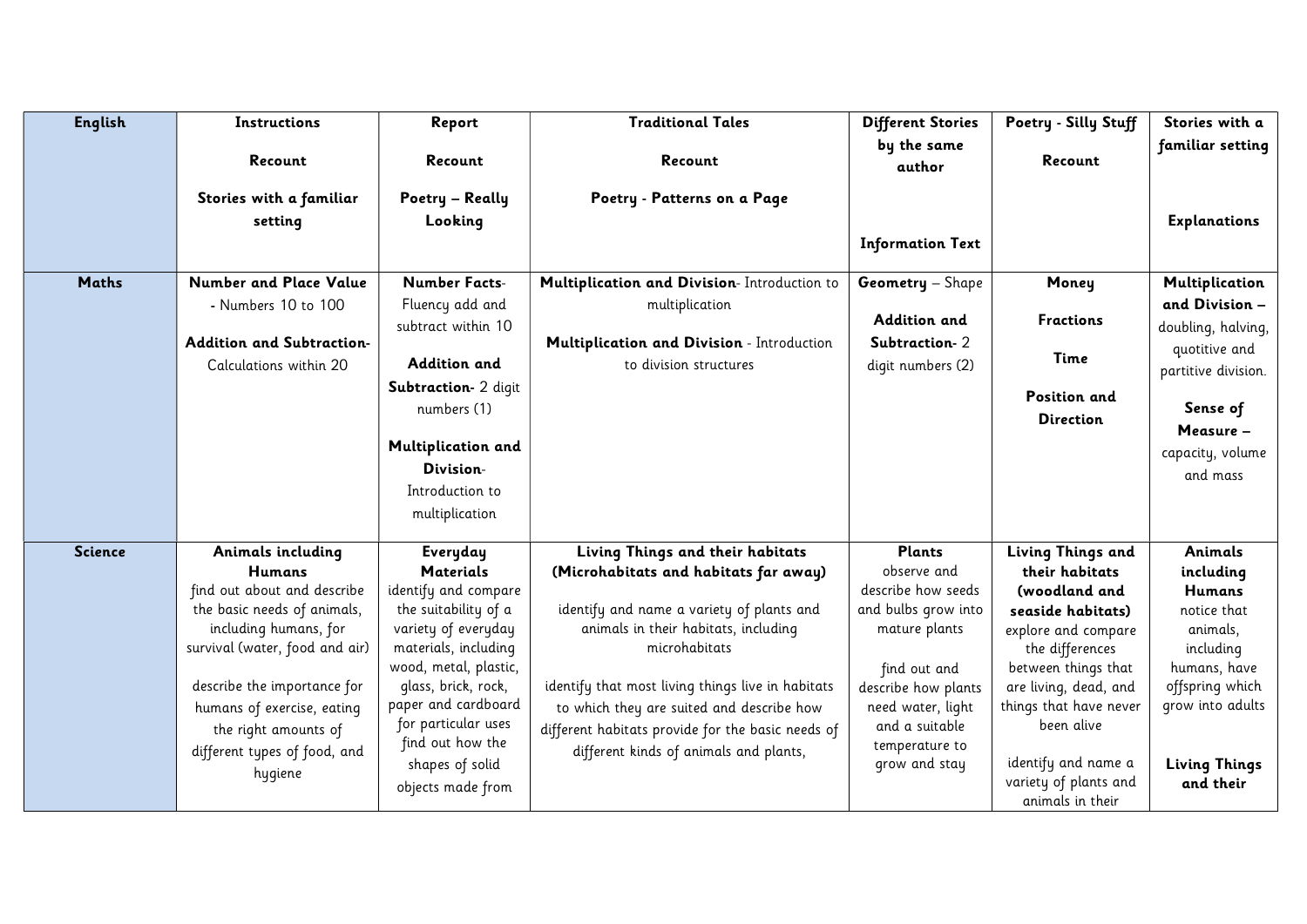| English | Instructions<br><br>Recount<br><br>Stories with a familiar setting | Report<br><br>Recount<br><br>Poetry – Really Looking | Traditional Tales<br><br>Recount<br><br>Poetry - Patterns on a Page | Different Stories by the same author<br><br>Information Text | Poetry - Silly Stuff<br><br>Recount | Stories with a familiar setting<br><br>Explanations |
|---|---|---|---|---|---|---|
| **Maths** | **Number and Place Value** - Numbers 10 to 100<br><br>**Addition and Subtraction**- Calculations within 20 | **Number Facts**- Fluency add and subtract within 10<br><br>**Addition and Subtraction**- 2 digit numbers (1)<br><br>**Multiplication and Division**- Introduction to multiplication | **Multiplication and Division**- Introduction to multiplication<br><br>**Multiplication and Division** - Introduction to division structures | **Geometry** – Shape<br><br>**Addition and Subtraction**- 2 digit numbers (2) | **Money**<br><br>**Fractions**<br><br>**Time**<br><br>**Position and Direction** | **Multiplication and Division** – doubling, halving, quotitive and partitive division.<br><br>**Sense of Measure** – capacity, volume and mass |
| **Science** | **Animals including Humans**<br>find out about and describe the basic needs of animals, including humans, for survival (water, food and air)<br><br>describe the importance for humans of exercise, eating the right amounts of different types of food, and hygiene | **Everyday Materials**<br>identify and compare the suitability of a variety of everyday materials, including wood, metal, plastic, glass, brick, rock, paper and cardboard for particular uses<br>find out how the shapes of solid objects made from | **Living Things and their habitats (Microhabitats and habitats far away)**<br><br>identify and name a variety of plants and animals in their habitats, including microhabitats<br><br>identify that most living things live in habitats to which they are suited and describe how different habitats provide for the basic needs of different kinds of animals and plants, | **Plants**<br>observe and describe how seeds and bulbs grow into mature plants<br><br>find out and describe how plants need water, light and a suitable temperature to grow and stay | **Living Things and their habitats (woodland and seaside habitats)**<br>explore and compare the differences between things that are living, dead, and things that have never been alive<br><br>identify and name a variety of plants and animals in their | **Animals including Humans**<br>notice that animals, including humans, have offspring which grow into adults<br><br>**Living Things and their** |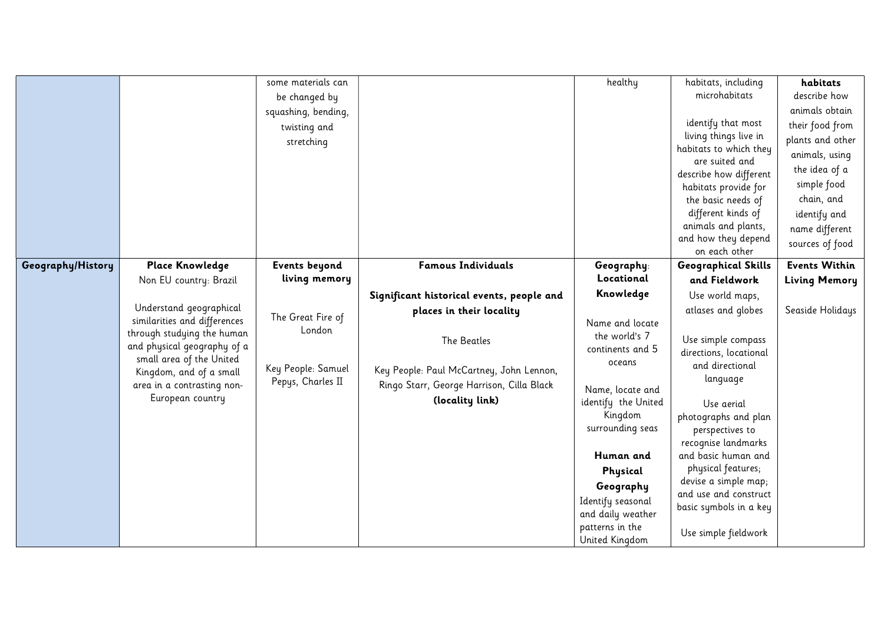| | | | | | | |
|---|---|---|---|---|---|---|
| | | some materials can be changed by squashing, bending, twisting and stretching | | healthy | habitats, including microhabitats<br><br>identify that most living things live in habitats to which they are suited and describe how different habitats provide for the basic needs of different kinds of animals and plants, and how they depend on each other | **habitats**<br>describe how animals obtain their food from plants and other animals, using the idea of a simple food chain, and identify and name different sources of food |
| **Geography/History** | **Place Knowledge**<br>Non EU country: Brazil<br><br>Understand geographical similarities and differences through studying the human and physical geography of a small area of the United Kingdom, and of a small area in a contrasting non-European country | **Events beyond living memory**<br><br>The Great Fire of London<br><br>Key People: Samuel Pepys, Charles II | **Famous Individuals**<br><br>**Significant historical events, people and places in their locality**<br><br>The Beatles<br><br>Key People: Paul McCartney, John Lennon, Ringo Starr, George Harrison, Cilla Black **(locality link)** | **Geography**: **Locational Knowledge**<br><br>Name and locate the world's 7 continents and 5 oceans<br><br>Name, locate and identify the United Kingdom surrounding seas<br><br>**Human and Physical Geography**<br>Identify seasonal and daily weather patterns in the United Kingdom | **Geographical Skills and Fieldwork**<br>Use world maps, atlases and globes<br><br>Use simple compass directions, locational and directional language<br><br>Use aerial photographs and plan perspectives to recognise landmarks and basic human and physical features; devise a simple map; and use and construct basic symbols in a key<br><br>Use simple fieldwork | **Events Within Living Memory**<br><br>Seaside Holidays |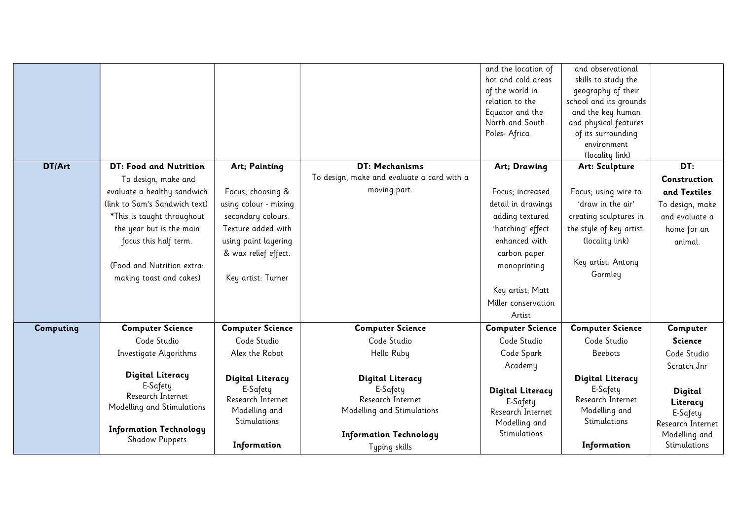| | | | | | | |
|---|---|---|---|---|---|---|
| | | | | and the location of hot and cold areas of the world in relation to the Equator and the North and South Poles- Africa | and observational skills to study the geography of their school and its grounds and the key human and physical features of its surrounding environment (locality link) | |
| **DT/Art** | **DT: Food and Nutrition** To design, make and evaluate a healthy sandwich (link to Sam's Sandwich text) *This is taught throughout the year but is the main focus this half term. (Food and Nutrition extra: making toast and cakes) | **Art; Painting** Focus; choosing & using colour - mixing secondary colours. Texture added with using paint layering & wax relief effect. Key artist: Turner | **DT: Mechanisms** To design, make and evaluate a card with a moving part. | **Art; Drawing** Focus; increased detail in drawings adding textured 'hatching' effect enhanced with carbon paper monoprinting Key artist; Matt Miller conservation Artist | **Art: Sculpture** Focus; using wire to 'draw in the air' creating sculptures in the style of key artist. (locality link) Key artist: Antony Gormley | **DT: Construction and Textiles** To design, make and evaluate a home for an animal. |
| **Computing** | **Computer Science** Code Studio Investigate Algorithms **Digital Literacy** E-Safety Research Internet Modelling and Stimulations **Information Technology** Shadow Puppets | **Computer Science** Code Studio Alex the Robot **Digital Literacy** E-Safety Research Internet Modelling and Stimulations **Information** | **Computer Science** Code Studio Hello Ruby **Digital Literacy** E-Safety Research Internet Modelling and Stimulations **Information Technology** Typing skills | **Computer Science** Code Studio Code Spark Academy **Digital Literacy** E-Safety Research Internet Modelling and Stimulations | **Computer Science** Code Studio Beebots **Digital Literacy** E-Safety Research Internet Modelling and Stimulations **Information** | **Computer Science** Code Studio Scratch Jnr **Digital Literacy** E-Safety Research Internet Modelling and Stimulations |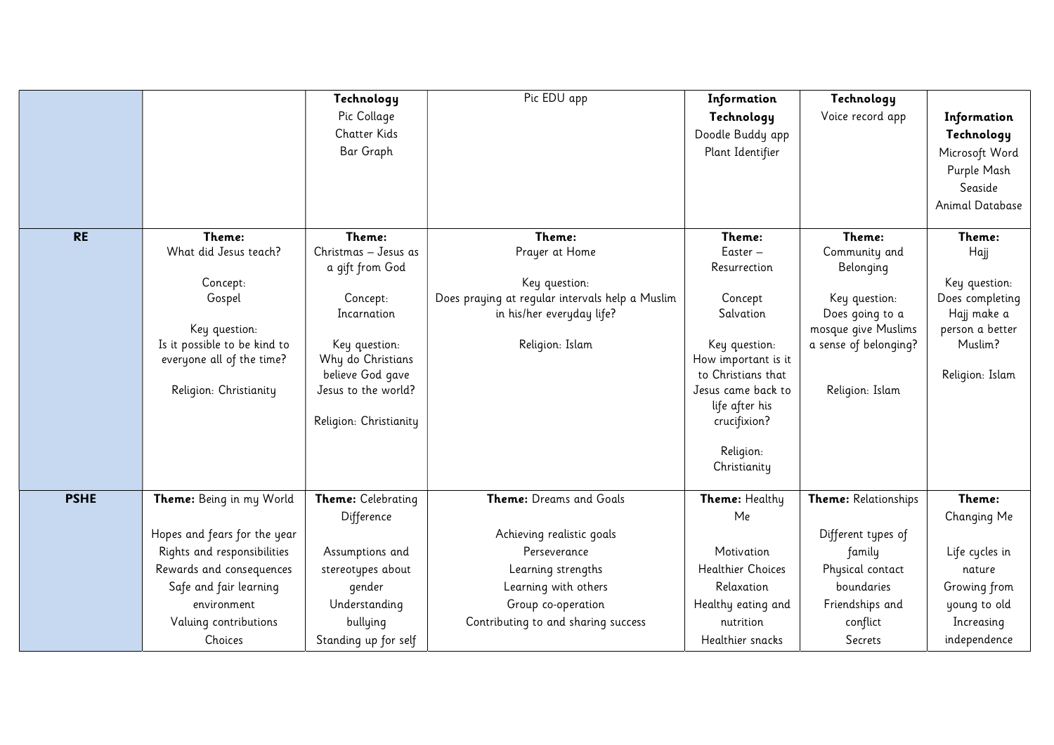| | | | | | | |
|---|---|---|---|---|---|---|
| | | **Technology** Pic Collage Chatter Kids Bar Graph | Pic EDU app | **Information Technology** Doodle Buddy app Plant Identifier | **Technology** Voice record app | **Information Technology** Microsoft Word Purple Mash Seaside Animal Database |
| **RE** | **Theme:** What did Jesus teach?<br><br>Concept: Gospel<br><br>Key question: Is it possible to be kind to everyone all of the time?<br><br>Religion: Christianity | **Theme:** Christmas – Jesus as a gift from God<br><br>Concept: Incarnation<br><br>Key question: Why do Christians believe God gave Jesus to the world?<br><br>Religion: Christianity | **Theme:** Prayer at Home<br><br>Key question: Does praying at regular intervals help a Muslim in his/her everyday life?<br><br>Religion: Islam | **Theme:** Easter – Resurrection<br><br>Concept Salvation<br><br>Key question: How important is it to Christians that Jesus came back to life after his crucifixion?<br><br>Religion: Christianity | **Theme:** Community and Belonging<br><br>Key question: Does going to a mosque give Muslims a sense of belonging?<br><br>Religion: Islam | **Theme:** Hajj<br><br>Key question: Does completing Hajj make a person a better Muslim?<br><br>Religion: Islam |
| **PSHE** | **Theme:** Being in my World<br><br>Hopes and fears for the year<br>Rights and responsibilities<br>Rewards and consequences<br>Safe and fair learning environment<br>Valuing contributions<br>Choices | **Theme:** Celebrating Difference<br><br>Assumptions and stereotypes about gender<br>Understanding bullying<br>Standing up for self | **Theme:** Dreams and Goals<br><br>Achieving realistic goals<br>Perseverance<br>Learning strengths<br>Learning with others<br>Group co-operation<br>Contributing to and sharing success | **Theme:** Healthy Me<br><br>Motivation<br>Healthier Choices<br>Relaxation<br>Healthy eating and nutrition<br>Healthier snacks | **Theme:** Relationships<br><br>Different types of family<br>Physical contact boundaries<br>Friendships and conflict<br>Secrets | **Theme:** Changing Me<br><br>Life cycles in nature<br>Growing from young to old<br>Increasing independence |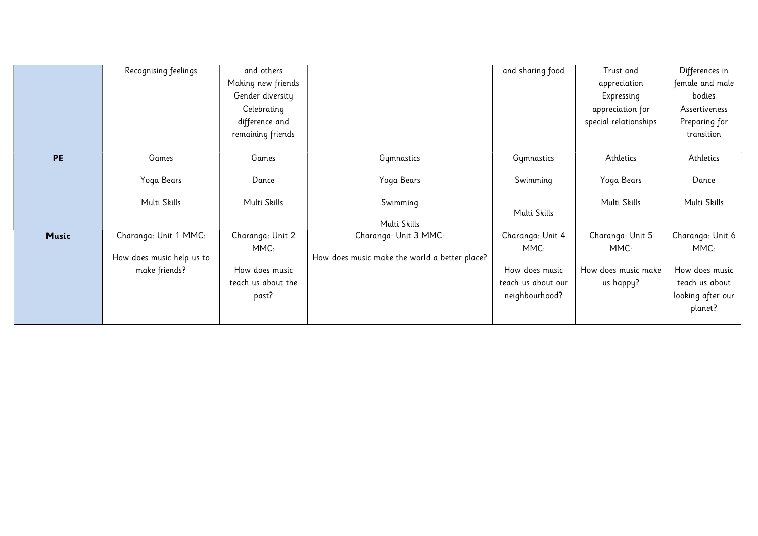| | | | | | | |
|---|---|---|---|---|---|---|
| | Recognising feelings | and others<br>Making new friends<br>Gender diversity<br>Celebrating difference and remaining friends | | and sharing food | Trust and appreciation<br>Expressing appreciation for special relationships | Differences in female and male bodies<br>Assertiveness<br>Preparing for transition |
| **PE** | Games<br><br>Yoga Bears<br><br>Multi Skills | Games<br><br>Dance<br><br>Multi Skills | Gymnastics<br><br>Yoga Bears<br><br>Swimming<br><br>Multi Skills | Gymnastics<br><br>Swimming<br><br>Multi Skills | Athletics<br><br>Yoga Bears<br><br>Multi Skills | Athletics<br><br>Dance<br><br>Multi Skills |
| **Music** | Charanga: Unit 1 MMC:<br><br>How does music help us to make friends? | Charanga: Unit 2 MMC:<br><br>How does music teach us about the past? | Charanga: Unit 3 MMC:<br><br>How does music make the world a better place? | Charanga: Unit 4 MMC:<br><br>How does music teach us about our neighbourhood? | Charanga: Unit 5 MMC:<br><br>How does music make us happy? | Charanga: Unit 6 MMC:<br><br>How does music teach us about looking after our planet? |